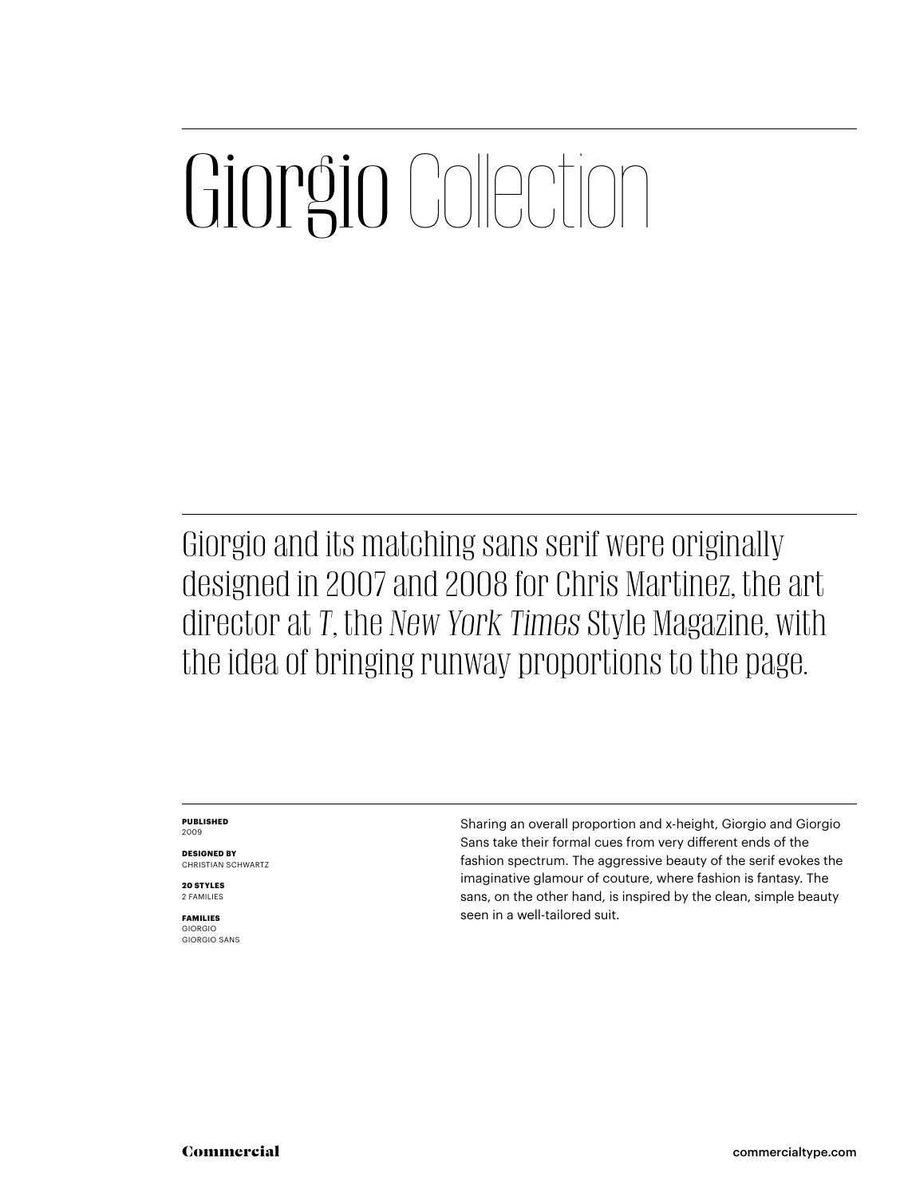# Giorgio Collection

Giorgio and its matching sans serif were originally designed in 2007 and 2008 for Chris Martinez, the art director at *T*, the *New York Times* Style Magazine, with the idea of bringing runway proportions to the page.

**PUBLISHED**
2009

**DESIGNED BY**
CHRISTIAN SCHWARTZ

**20 STYLES**
2 FAMILIES

**FAMILIES**
GIORGIO
GIORGIO SANS

Sharing an overall proportion and x-height, Giorgio and Giorgio Sans take their formal cues from very different ends of the fashion spectrum. The aggressive beauty of the serif evokes the imaginative glamour of couture, where fashion is fantasy. The sans, on the other hand, is inspired by the clean, simple beauty seen in a well-tailored suit.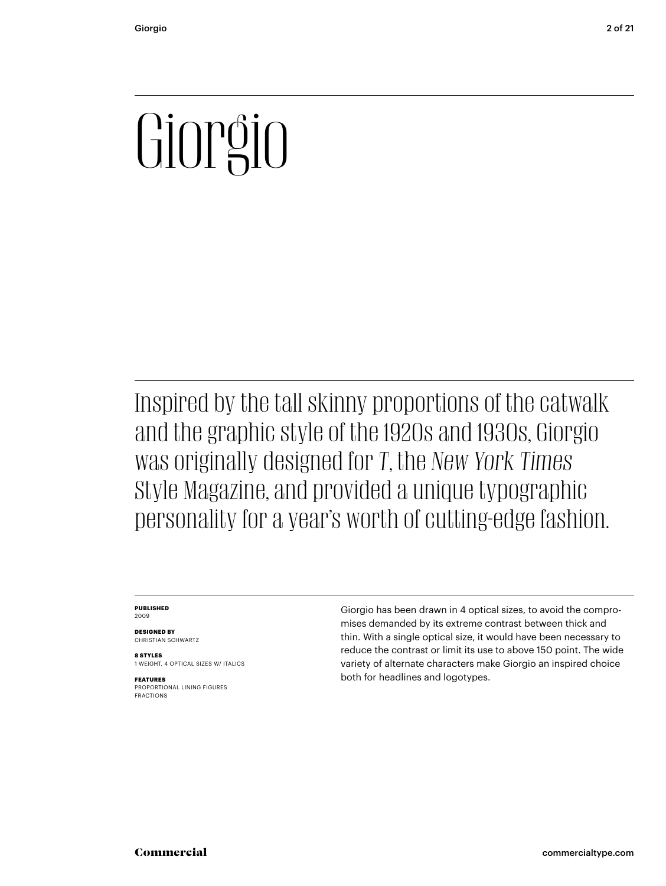# Giorgio

Inspired by the tall skinny proportions of the catwalk and the graphic style of the 1920s and 1930s, Giorgio was originally designed for *T*, the *New York Times* Style Magazine, and provided a unique typographic personality for a year's worth of cutting-edge fashion.

**PUBLISHED**
2009

**DESIGNED BY**
CHRISTIAN SCHWARTZ

**8 STYLES**
1 WEIGHT, 4 OPTICAL SIZES W/ ITALICS

**FEATURES**
PROPORTIONAL LINING FIGURES
FRACTIONS

Giorgio has been drawn in 4 optical sizes, to avoid the compromises demanded by its extreme contrast between thick and thin. With a single optical size, it would have been necessary to reduce the contrast or limit its use to above 150 point. The wide variety of alternate characters make Giorgio an inspired choice both for headlines and logotypes.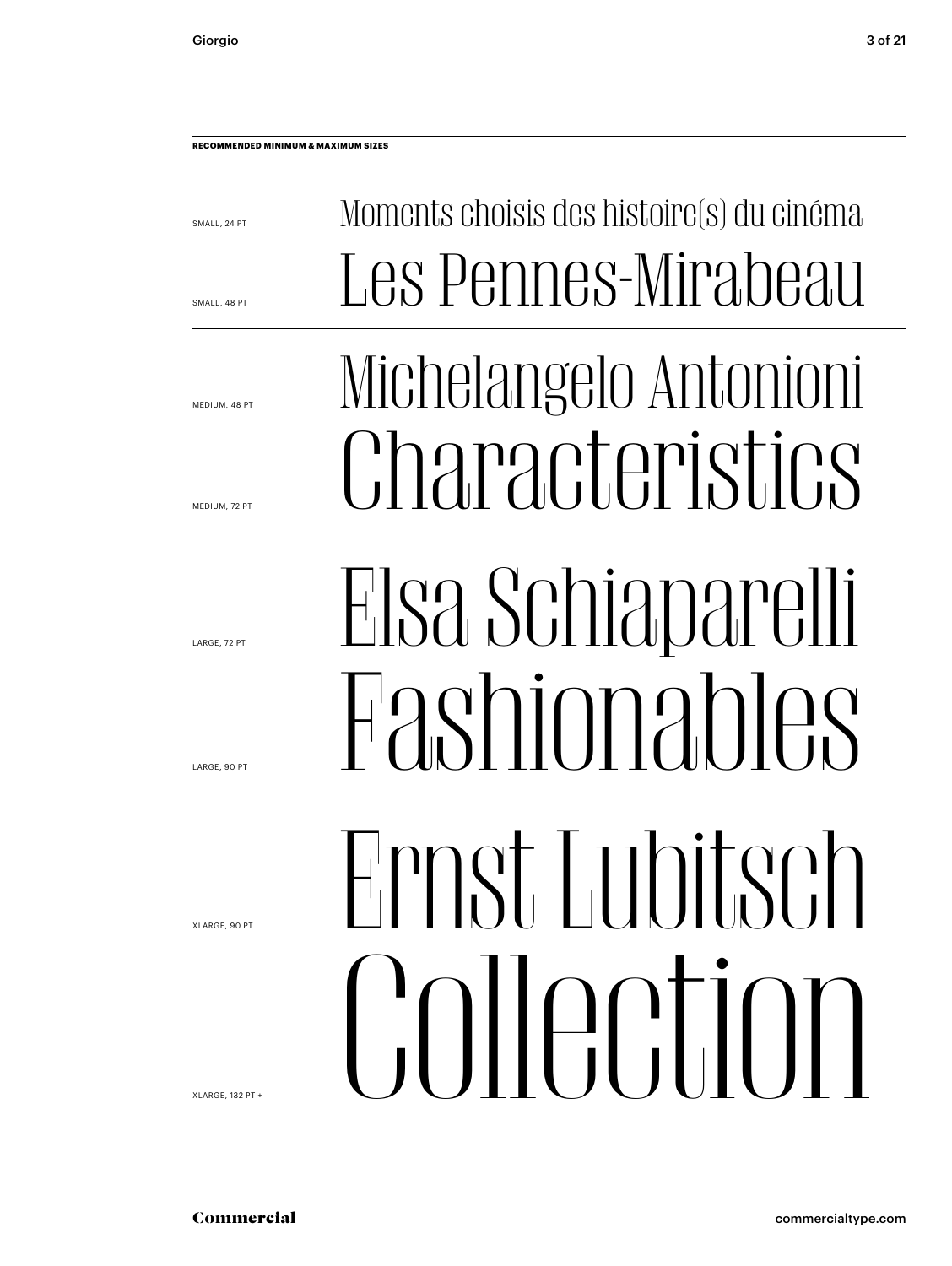**RECOMMENDED MINIMUM & MAXIMUM SIZES**

SMALL, 24 PT

Moments choisis des histoire(s) du cinéma

SMALL, 48 PT

Les Pennes-Mirabeau

---

MEDIUM, 48 PT

Michelangelo Antonioni

MEDIUM, 72 PT

Characteristics

---

LARGE, 72 PT

Elsa Schiaparelli

LARGE, 90 PT

Fashionables

---

XLARGE, 90 PT

Ernst Lubitsch

XLARGE, 132 PT +

Collection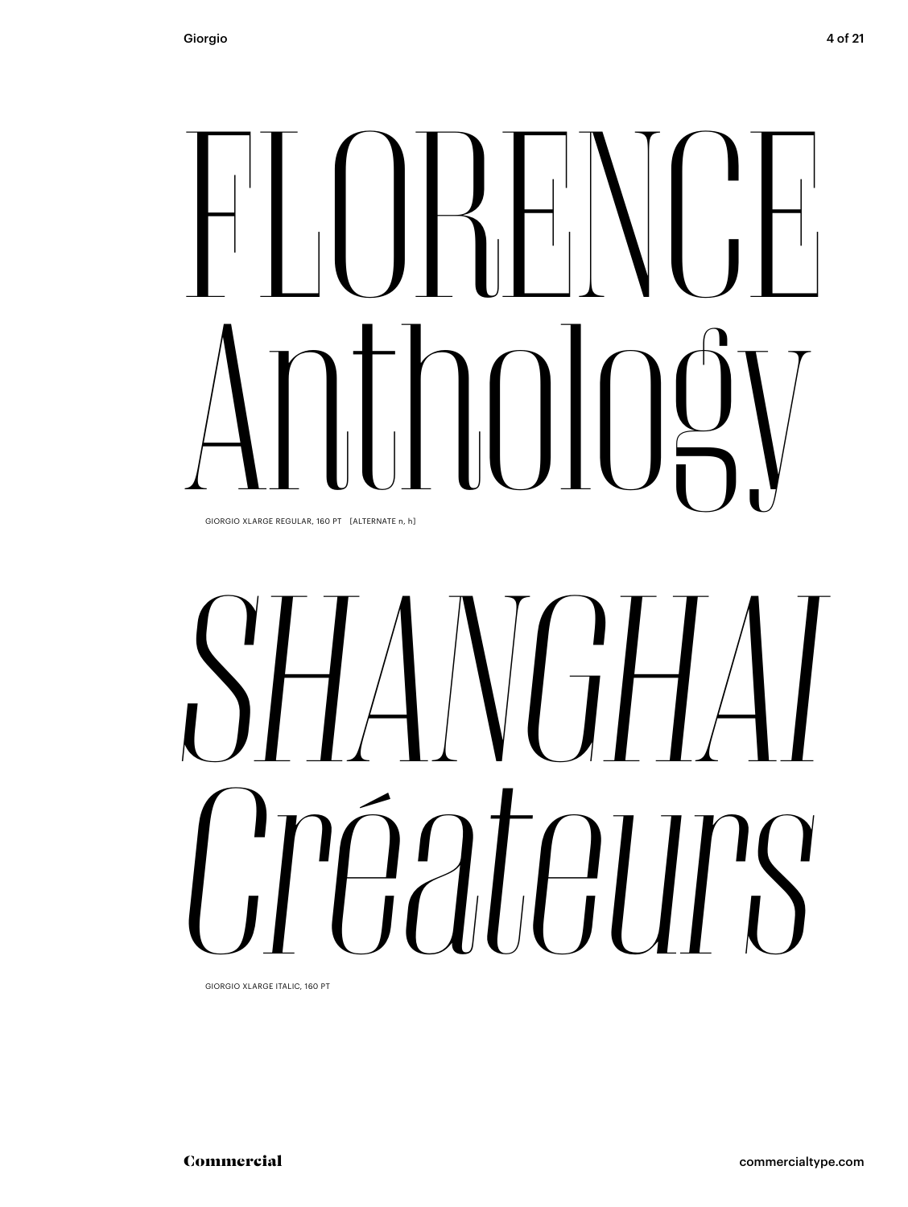FLORENCE
Anthology

GIORGIO XLARGE REGULAR, 160 PT [ALTERNATE n, h]

*SHANGHAI*
*Créateurs*

GIORGIO XLARGE ITALIC, 160 PT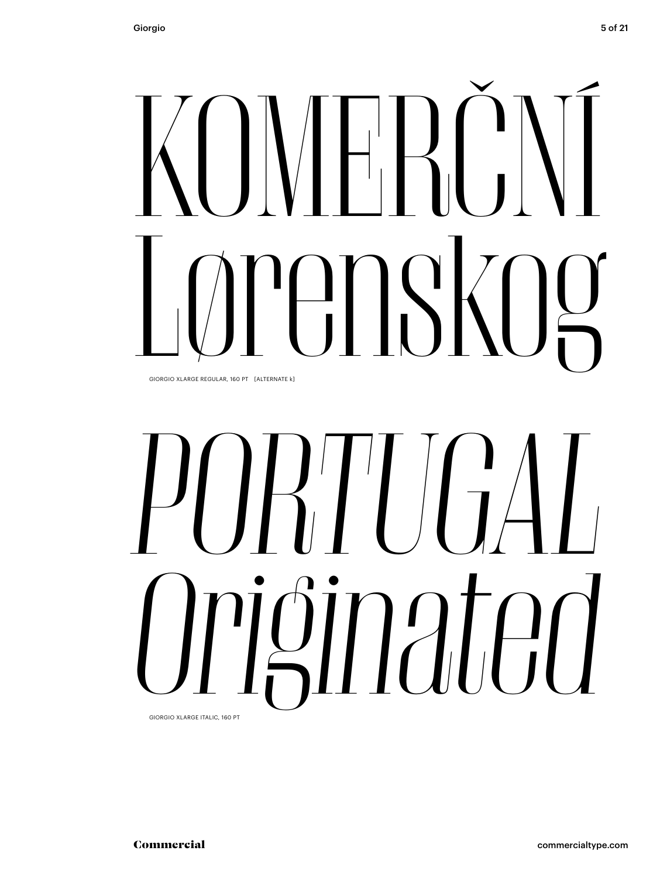KOMERČNÍ
Lørenskog

GIORGIO XLARGE REGULAR, 160 PT [ALTERNATE k]

*PORTUGAL*
*Originated*

GIORGIO XLARGE ITALIC, 160 PT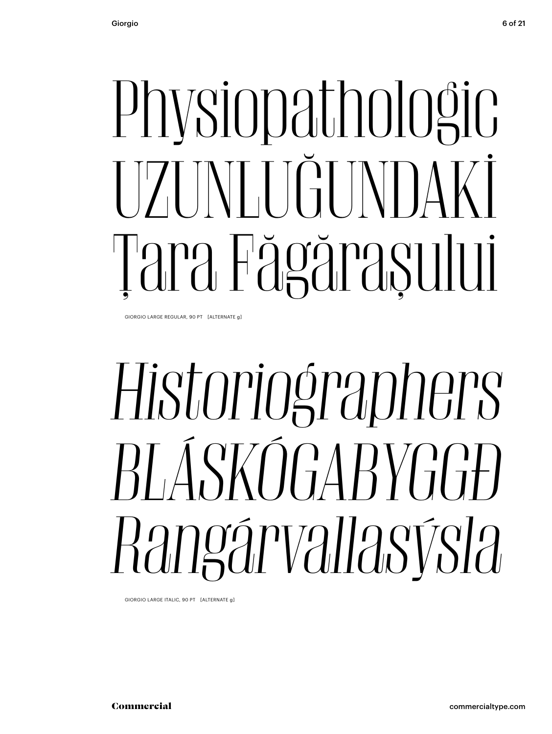Physiopathologic
UZUNLUĞUNDAKİ
Țara Făgărașului

GIORGIO LARGE REGULAR, 90 PT [ALTERNATE g]

*Historiographers*
*BLÁSKÓGABYGGÐ*
*Rangárvallasýsla*

GIORGIO LARGE ITALIC, 90 PT [ALTERNATE g]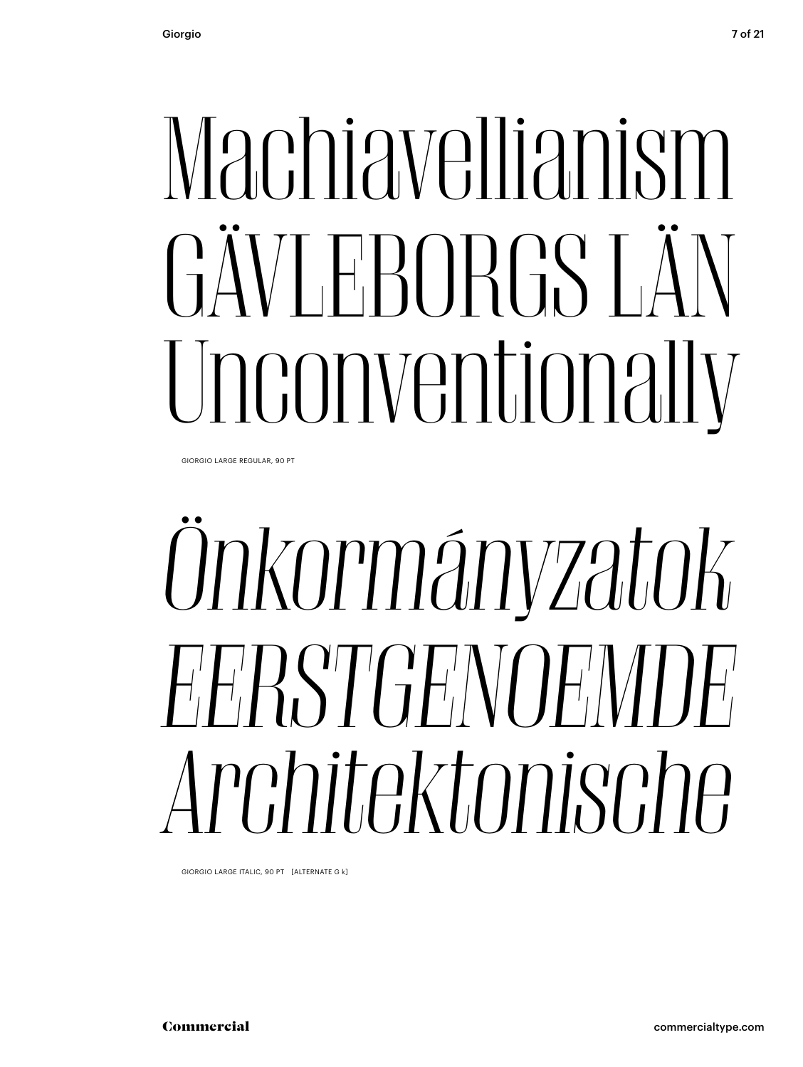Machiavellianism
GÄVLEBORGS LÄN
Unconventionally

GIORGIO LARGE REGULAR, 90 PT

*Önkormányzatok*
*EERSTGENOEMDE*
*Architektonische*

GIORGIO LARGE ITALIC, 90 PT [ALTERNATE G k]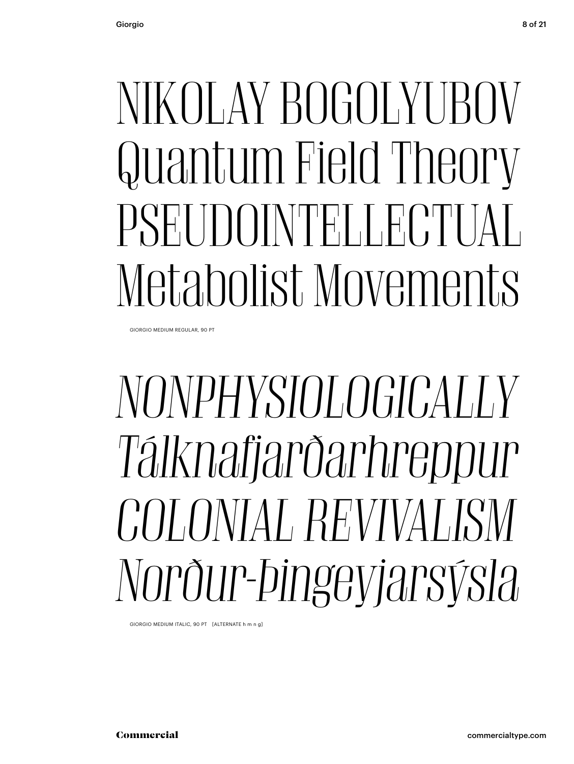NIKOLAY BOGOLYUBOV
Quantum Field Theory
PSEUDOINTELLECTUAL
Metabolist Movements

GIORGIO MEDIUM REGULAR, 90 PT

*NONPHYSIOLOGICALLY*
*Tálknafjarðarhreppur*
*COLONIAL REVIVALISM*
*Norður-Þingeyjarsýsla*

GIORGIO MEDIUM ITALIC, 90 PT [ALTERNATE h m n g]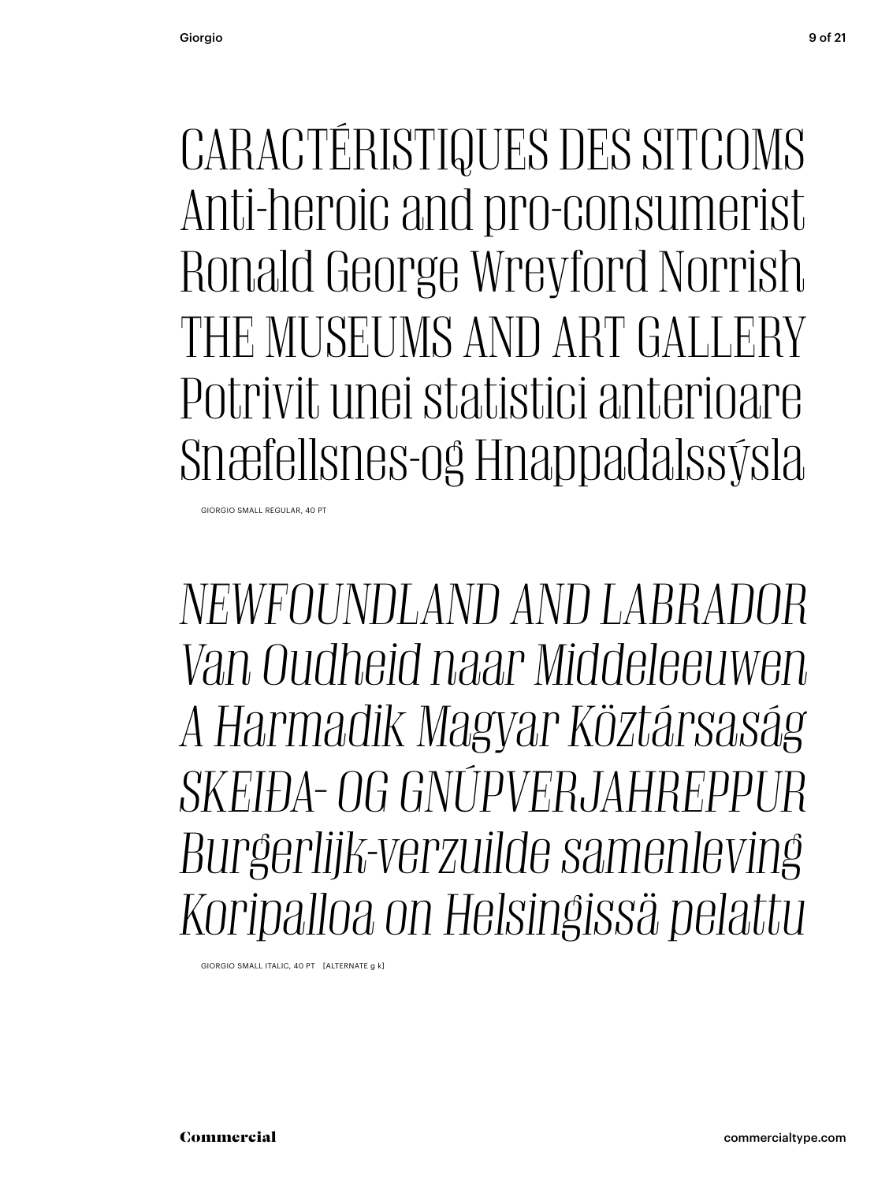CARACTÉRISTIQUES DES SITCOMS
Anti-heroic and pro-consumerist
Ronald George Wreyford Norrish
THE MUSEUMS AND ART GALLERY
Potrivit unei statistici anterioare
Snæfellsnes-og Hnappadalssýsla

GIORGIO SMALL REGULAR, 40 PT

*NEWFOUNDLAND AND LABRADOR*
*Van Oudheid naar Middeleeuwen*
*A Harmadik Magyar Köztársaság*
*SKEIÐA- OG GNÚPVERJAHREPPUR*
*Burgerlijk-verzuilde samenleving*
*Koripalloa on Helsingissä pelattu*

GIORGIO SMALL ITALIC, 40 PT [ALTERNATE g k]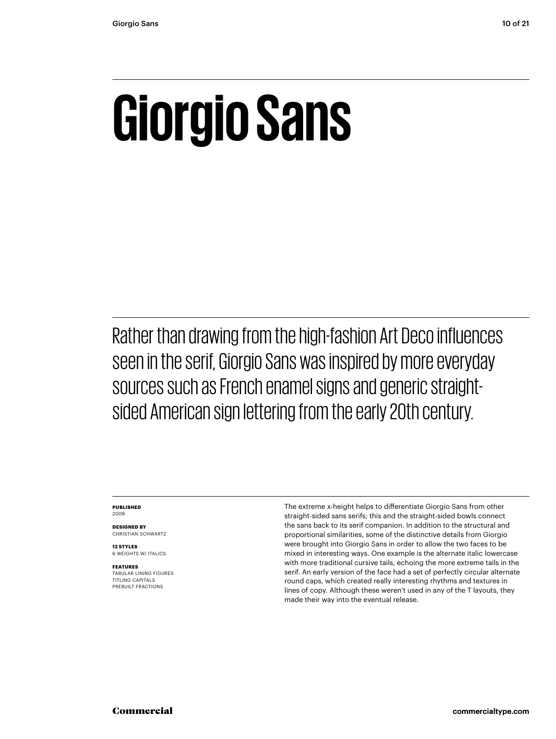# Giorgio Sans

Rather than drawing from the high-fashion Art Deco influences seen in the serif, Giorgio Sans was inspired by more everyday sources such as French enamel signs and generic straight-sided American sign lettering from the early 20th century.

**PUBLISHED**
2009

**DESIGNED BY**
CHRISTIAN SCHWARTZ

**12 STYLES**
6 WEIGHTS W/ ITALICS

**FEATURES**
TABULAR LINING FIGURES
TITLING CAPITALS
PREBUILT FRACTIONS

The extreme x-height helps to differentiate Giorgio Sans from other straight-sided sans serifs; this and the straight-sided bowls connect the sans back to its serif companion. In addition to the structural and proportional similarities, some of the distinctive details from Giorgio were brought into Giorgio Sans in order to allow the two faces to be mixed in interesting ways. One example is the alternate italic lowercase with more traditional cursive tails, echoing the more extreme tails in the serif. An early version of the face had a set of perfectly circular alternate round caps, which created really interesting rhythms and textures in lines of copy. Although these weren't used in any of the T layouts, they made their way into the eventual release.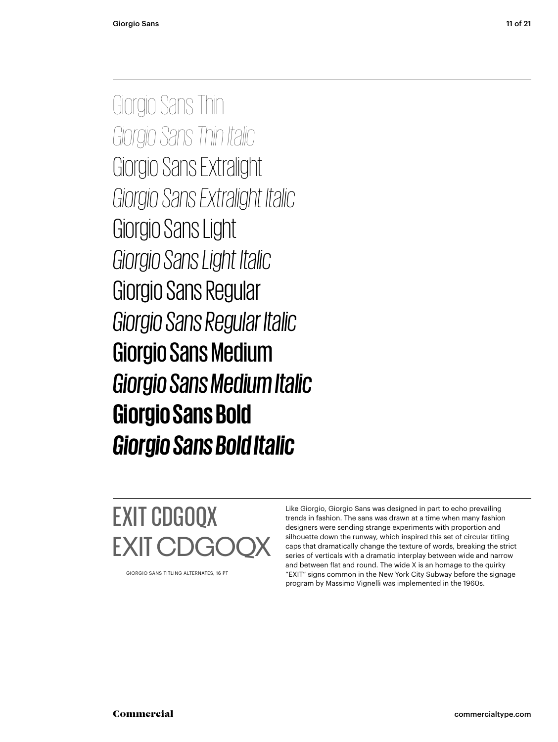Giorgio Sans Thin

*Giorgio Sans Thin Italic*

Giorgio Sans Extralight

*Giorgio Sans Extralight Italic*

Giorgio Sans Light

*Giorgio Sans Light Italic*

Giorgio Sans Regular

*Giorgio Sans Regular Italic*

Giorgio Sans Medium

*Giorgio Sans Medium Italic*

**Giorgio Sans Bold**

***Giorgio Sans Bold Italic***

EXIT CDGOQX
EXIT CDGOQX

GIORGIO SANS TITLING ALTERNATES, 16 PT

Like Giorgio, Giorgio Sans was designed in part to echo prevailing trends in fashion. The sans was drawn at a time when many fashion designers were sending strange experiments with proportion and silhouette down the runway, which inspired this set of circular titling caps that dramatically change the texture of words, breaking the strict series of verticals with a dramatic interplay between wide and narrow and between flat and round. The wide X is an homage to the quirky "EXIT" signs common in the New York City Subway before the signage program by Massimo Vignelli was implemented in the 1960s.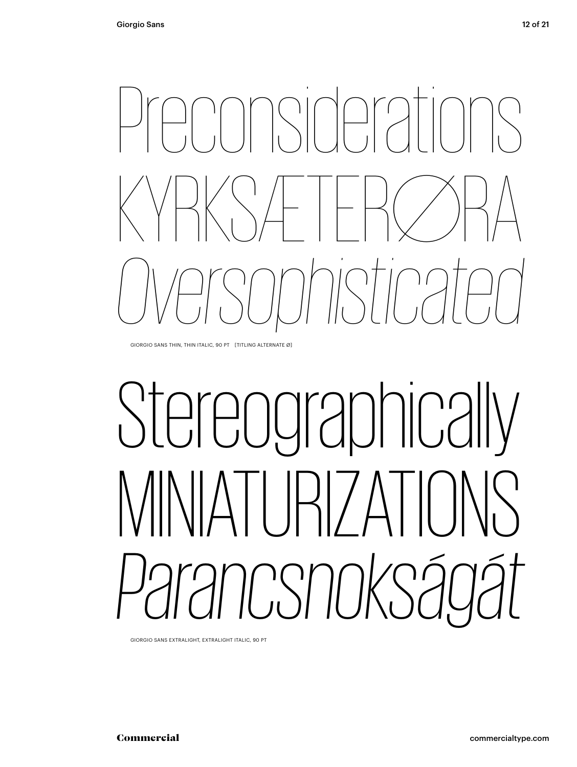Preconsiderations

KYRKSÆTERØRA

*Oversophisticated*

GIORGIO SANS THIN, THIN ITALIC, 90 PT [TITLING ALTERNATE Ø]

Stereographically

MINIATURIZATIONS

*Parancsnokságát*

GIORGIO SANS EXTRALIGHT, EXTRALIGHT ITALIC, 90 PT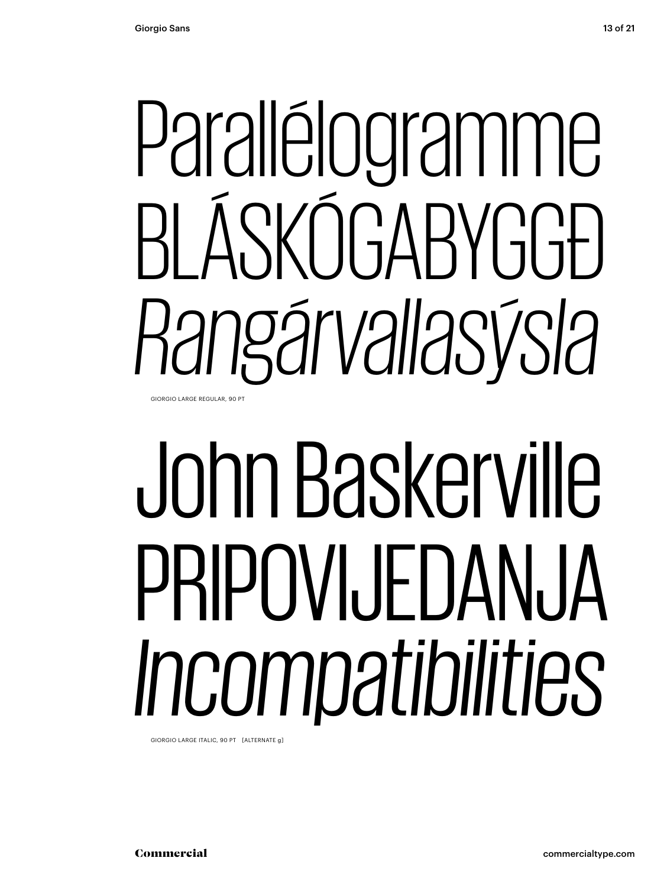Parallélogramme

BLÁSKÓGABYGGÐ

*Rangárvallasýsla*

GIORGIO LARGE REGULAR, 90 PT

John Baskerville

PRIPOVIJEDANJA

*Incompatibilities*

GIORGIO LARGE ITALIC, 90 PT [ALTERNATE g]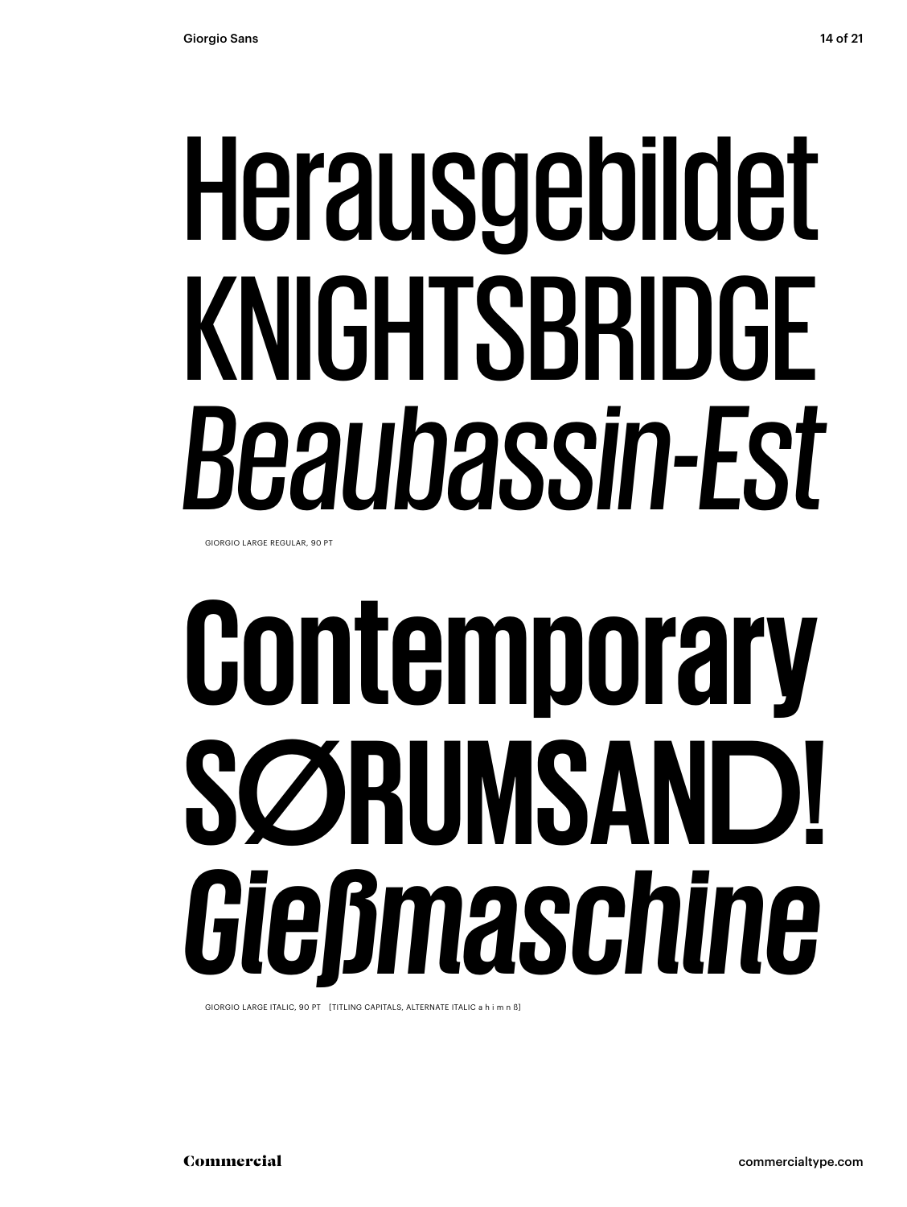Herausgebildet
KNIGHTSBRIDGE
*Beaubassin-Est*

GIORGIO LARGE REGULAR, 90 PT

**Contemporary**
**SØRUMSAND!**
***Gießmaschine***

GIORGIO LARGE ITALIC, 90 PT [TITLING CAPITALS, ALTERNATE ITALIC a h i m n ß]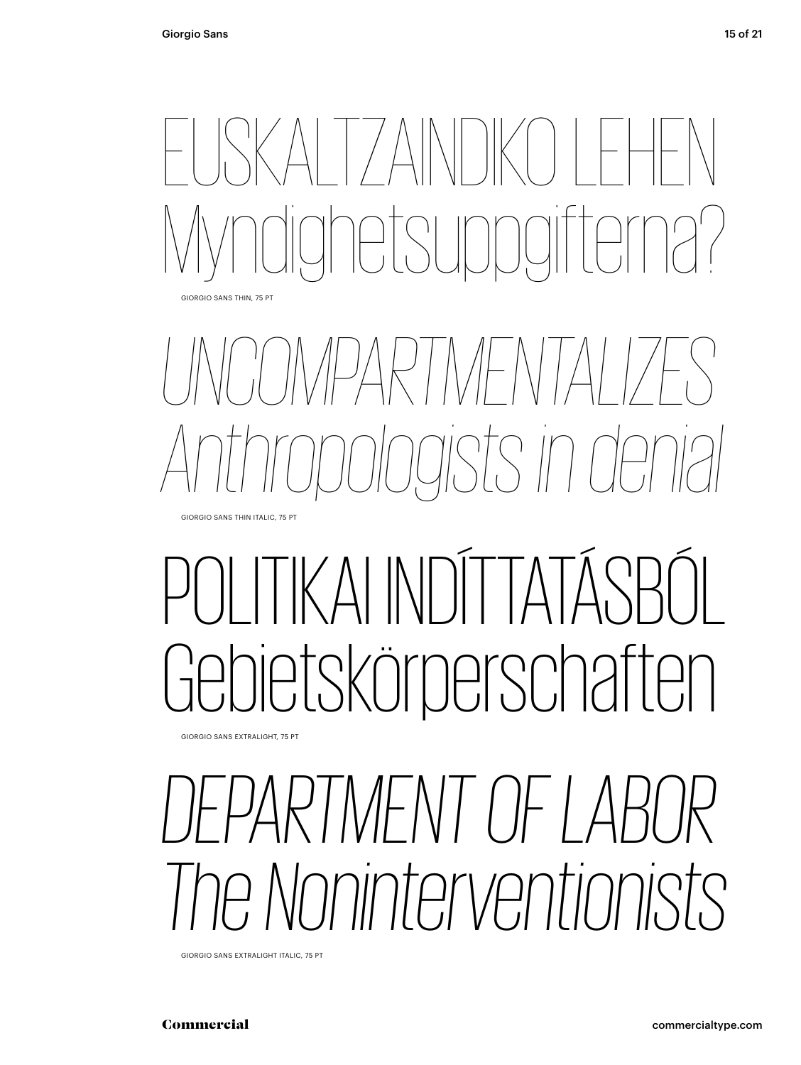EUSKALTZAINDIKO LEHEN
Myndighetsuppgifterna?

GIORGIO SANS THIN, 75 PT

*UNCOMPARTMENTALIZES*
*Anthropologists in denial*

GIORGIO SANS THIN ITALIC, 75 PT

POLITIKAI INDÍTTATÁSBÓL
Gebietskörperschaften

GIORGIO SANS EXTRALIGHT, 75 PT

*DEPARTMENT OF LABOR*
*The Noninterventionists*

GIORGIO SANS EXTRALIGHT ITALIC, 75 PT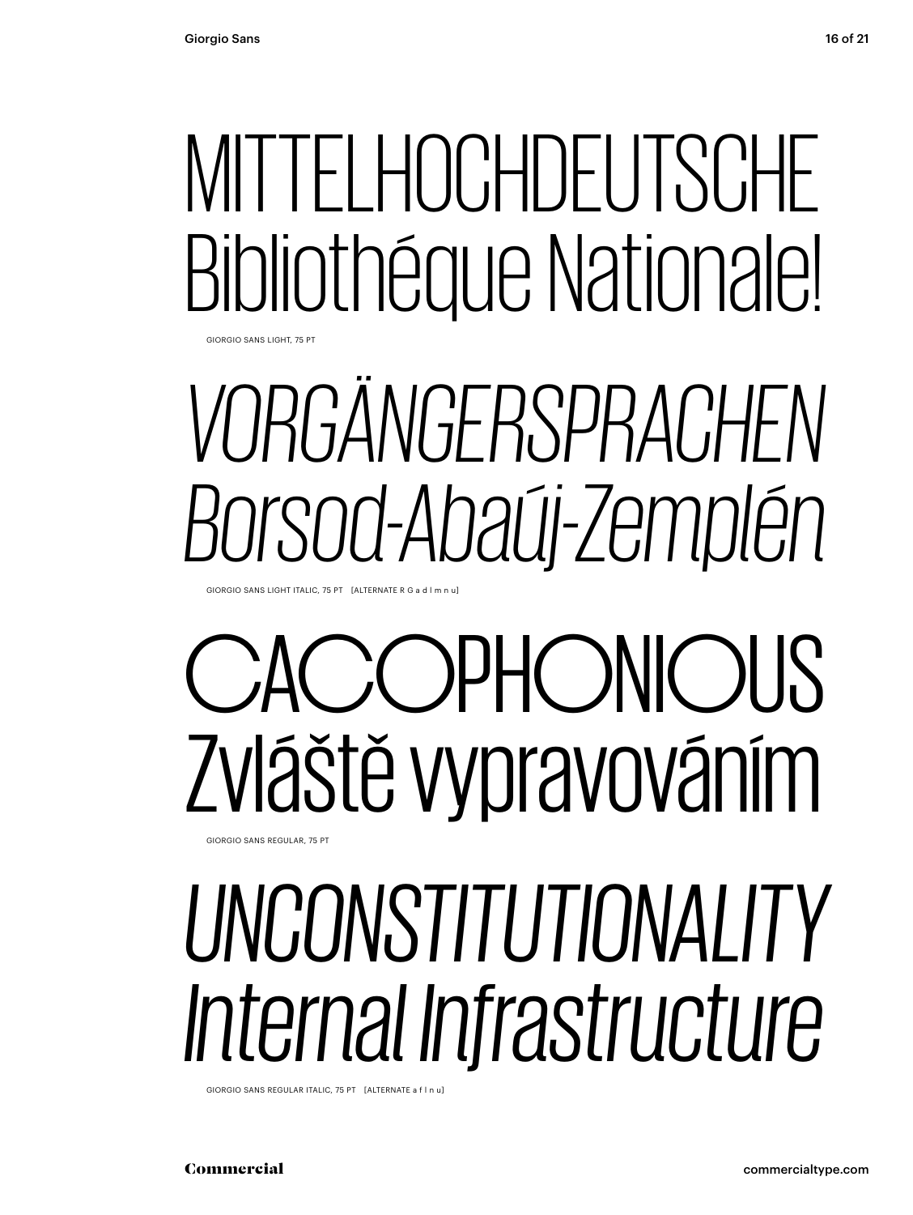MITTELHOCHDEUTSCHE
Bibliothéque Nationale!

GIORGIO SANS LIGHT, 75 PT

*VORGÄNGERSPRACHEN*
*Borsod-Abaúj-Zemplén*

GIORGIO SANS LIGHT ITALIC, 75 PT [ALTERNATE R G a d l m n u]

CACOPHONIOUS
Zvláště vypravováním

GIORGIO SANS REGULAR, 75 PT

*UNCONSTITUTIONALITY*
*Internal Infrastructure*

GIORGIO SANS REGULAR ITALIC, 75 PT [ALTERNATE a f l n u]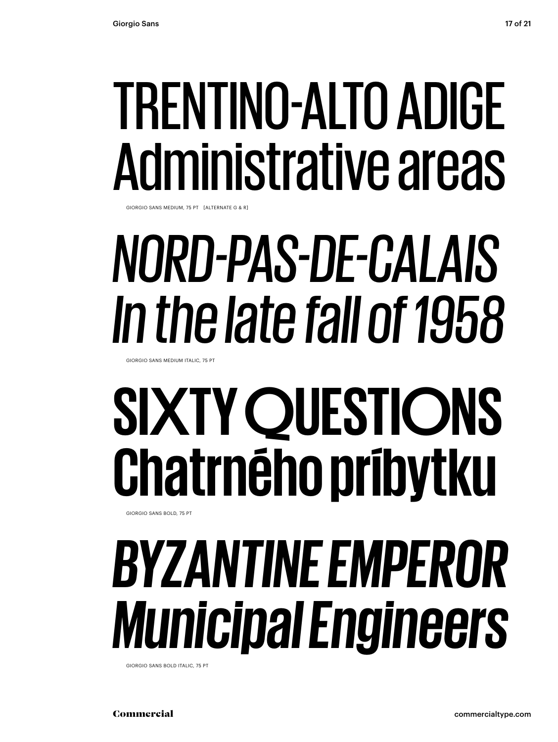# TRENTINO-ALTO ADIGE Administrative areas

GIORGIO SANS MEDIUM, 75 PT [ALTERNATE G & R]

# *NORD-PAS-DE-CALAIS In the late fall of 1958*

GIORGIO SANS MEDIUM ITALIC, 75 PT

# SIXTY QUESTIONS Chatrného príbytku

GIORGIO SANS BOLD, 75 PT

# *BYZANTINE EMPEROR Municipal Engineers*

GIORGIO SANS BOLD ITALIC, 75 PT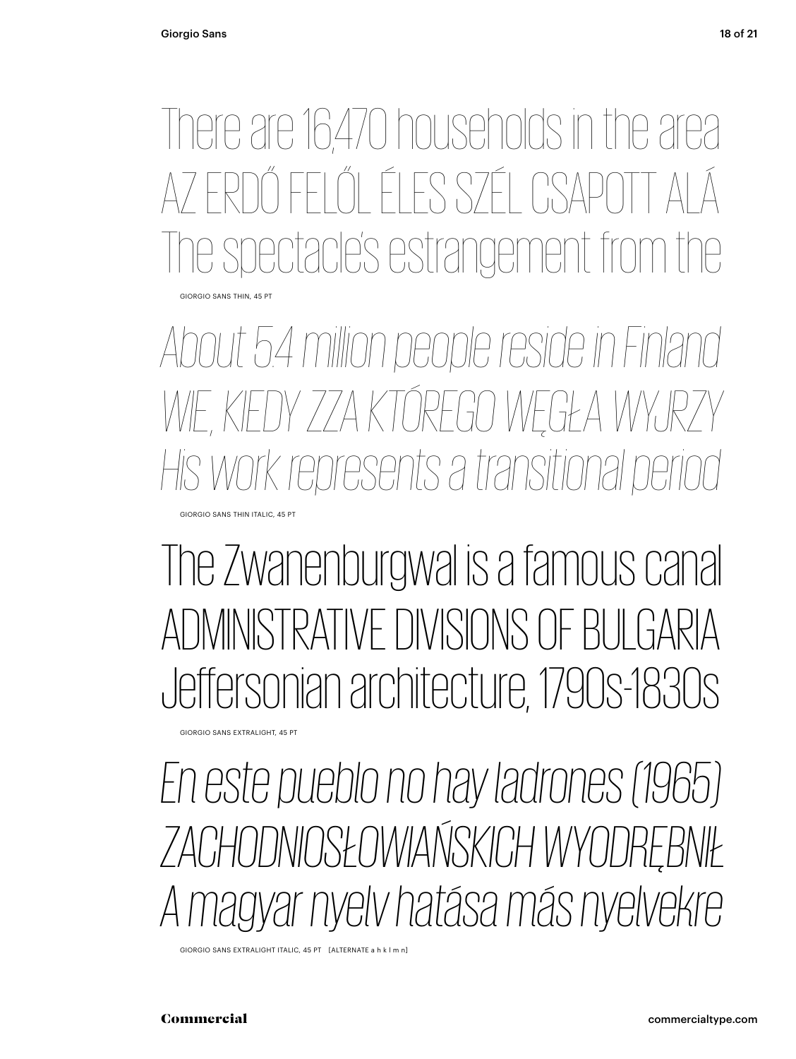There are 16,470 households in the area
AZ ERDŐ FELŐL ÉLES SZÉL CSAPOTT ALÁ
The spectacle's estrangement from the

GIORGIO SANS THIN, 45 PT

*About 5.4 million people reside in Finland*
*WIE, KIEDY ZZA KTÓREGO WĘGŁA WYJRZY*
*His work represents a transitional period*

GIORGIO SANS THIN ITALIC, 45 PT

The Zwanenburgwal is a famous canal
ADMINISTRATIVE DIVISIONS OF BULGARIA
Jeffersonian architecture, 1790s-1830s

GIORGIO SANS EXTRALIGHT, 45 PT

*En este pueblo no hay ladrones (1965)*
*ZACHODNIOSŁOWIAŃSKICH WYODRĘBNIŁ*
*A magyar nyelv hatása más nyelvekre*

GIORGIO SANS EXTRALIGHT ITALIC, 45 PT [ALTERNATE a h k l m n]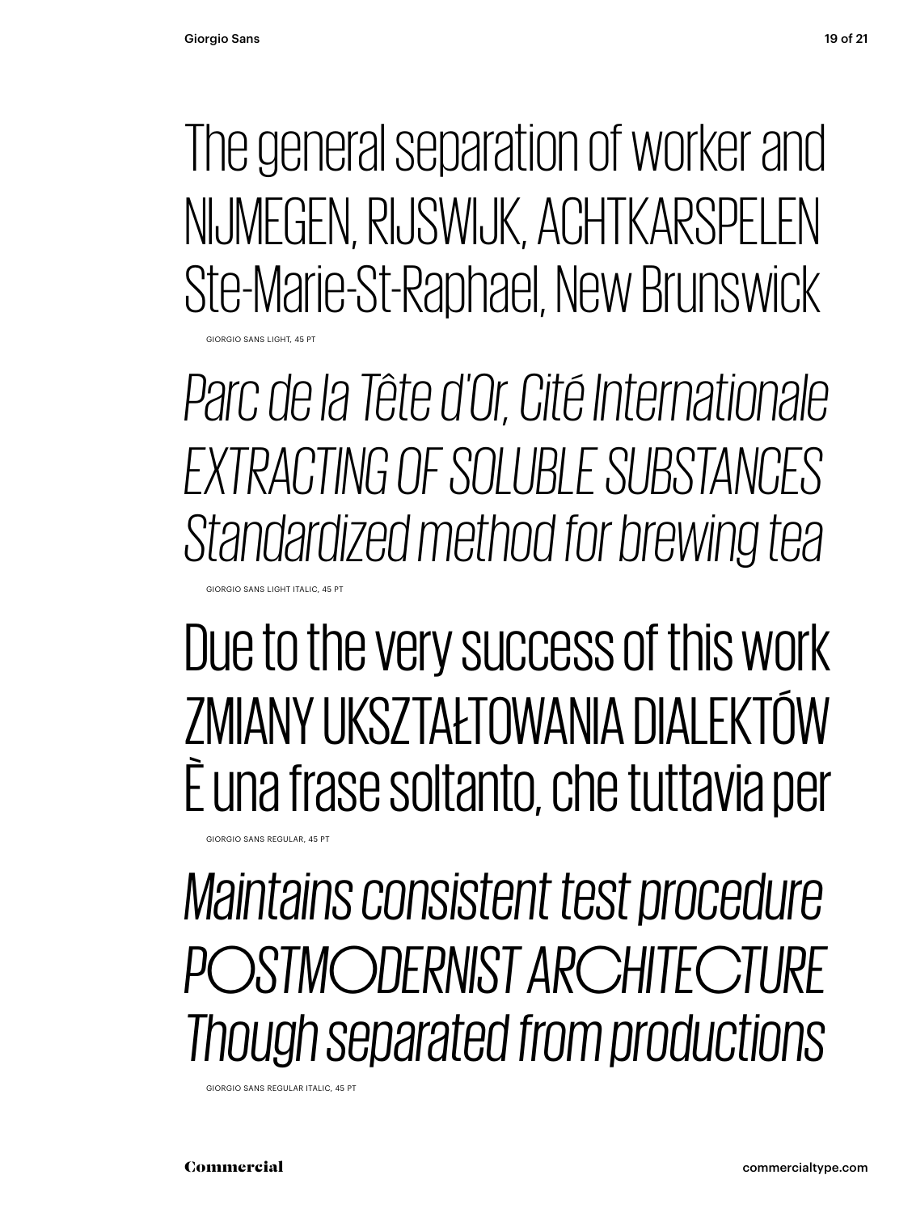The general separation of worker and
NIJMEGEN, RIJSWIJK, ACHTKARSPELEN
Ste-Marie-St-Raphael, New Brunswick

GIORGIO SANS LIGHT, 45 PT

*Parc de la Tête d'Or, Cité Internationale*
*EXTRACTING OF SOLUBLE SUBSTANCES*
*Standardized method for brewing tea*

GIORGIO SANS LIGHT ITALIC, 45 PT

Due to the very success of this work
ZMIANY UKSZTAŁTOWANIA DIALEKTÓW
È una frase soltanto, che tuttavia per

GIORGIO SANS REGULAR, 45 PT

*Maintains consistent test procedure*
*POSTMODERNIST ARCHITECTURE*
*Though separated from productions*

GIORGIO SANS REGULAR ITALIC, 45 PT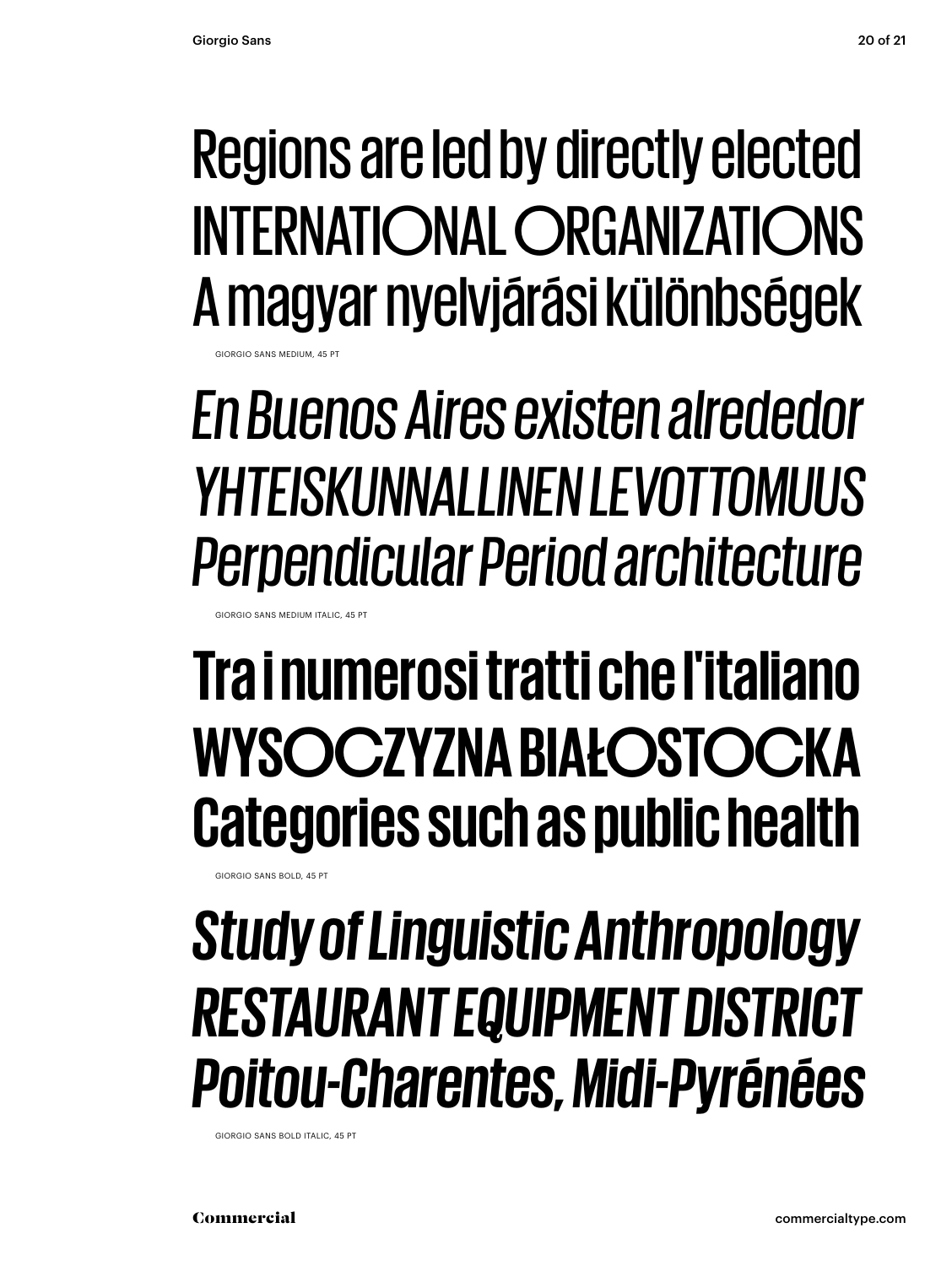Regions are led by directly elected
INTERNATIONAL ORGANIZATIONS
A magyar nyelvjárási különbségek

GIORGIO SANS MEDIUM, 45 PT

*En Buenos Aires existen alrededor*
*YHTEISKUNNALLINEN LEVOTTOMUUS*
*Perpendicular Period architecture*

GIORGIO SANS MEDIUM ITALIC, 45 PT

**Tra i numerosi tratti che l'italiano**
**WYSOCZYZNA BIAŁOSTOCKA**
**Categories such as public health**

GIORGIO SANS BOLD, 45 PT

***Study of Linguistic Anthropology***
***RESTAURANT EQUIPMENT DISTRICT***
***Poitou-Charentes, Midi-Pyrénées***

GIORGIO SANS BOLD ITALIC, 45 PT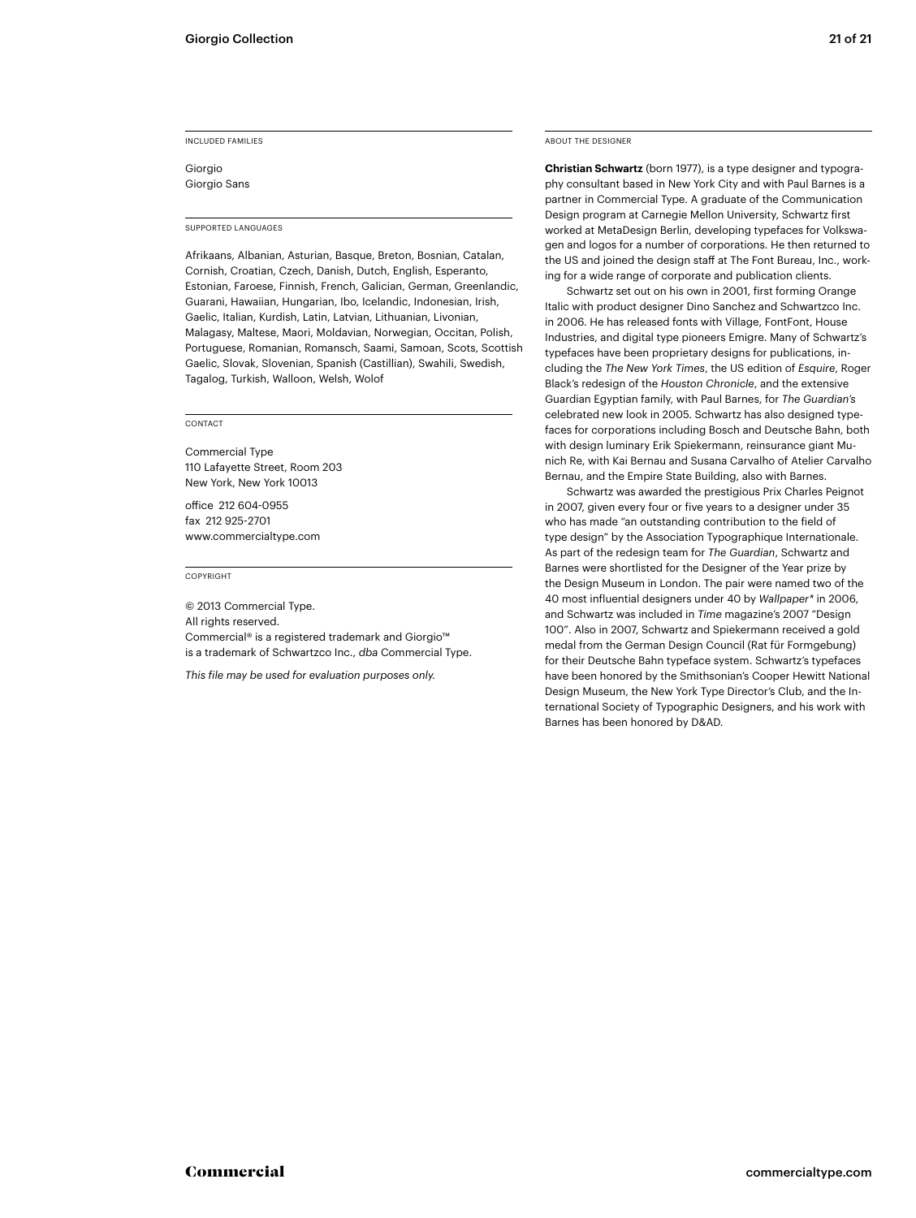## INCLUDED FAMILIES

Giorgio
Giorgio Sans

## SUPPORTED LANGUAGES

Afrikaans, Albanian, Asturian, Basque, Breton, Bosnian, Catalan, Cornish, Croatian, Czech, Danish, Dutch, English, Esperanto, Estonian, Faroese, Finnish, French, Galician, German, Greenlandic, Guarani, Hawaiian, Hungarian, Ibo, Icelandic, Indonesian, Irish, Gaelic, Italian, Kurdish, Latin, Latvian, Lithuanian, Livonian, Malagasy, Maltese, Maori, Moldavian, Norwegian, Occitan, Polish, Portuguese, Romanian, Romansch, Saami, Samoan, Scots, Scottish Gaelic, Slovak, Slovenian, Spanish (Castillian), Swahili, Swedish, Tagalog, Turkish, Walloon, Welsh, Wolof

## CONTACT

Commercial Type
110 Lafayette Street, Room 203
New York, New York 10013

office 212 604-0955
fax 212 925-2701
www.commercialtype.com

## COPYRIGHT

© 2013 Commercial Type.
All rights reserved.
Commercial® is a registered trademark and Giorgio™ is a trademark of Schwartzco Inc., *dba* Commercial Type.

*This file may be used for evaluation purposes only.*

## ABOUT THE DESIGNER

**Christian Schwartz** (born 1977), is a type designer and typography consultant based in New York City and with Paul Barnes is a partner in Commercial Type. A graduate of the Communication Design program at Carnegie Mellon University, Schwartz first worked at MetaDesign Berlin, developing typefaces for Volkswagen and logos for a number of corporations. He then returned to the US and joined the design staff at The Font Bureau, Inc., working for a wide range of corporate and publication clients.

Schwartz set out on his own in 2001, first forming Orange Italic with product designer Dino Sanchez and Schwartzco Inc. in 2006. He has released fonts with Village, FontFont, House Industries, and digital type pioneers Emigre. Many of Schwartz's typefaces have been proprietary designs for publications, including the *The New York Times*, the US edition of *Esquire*, Roger Black's redesign of the *Houston Chronicle*, and the extensive Guardian Egyptian family, with Paul Barnes, for *The Guardian's* celebrated new look in 2005. Schwartz has also designed typefaces for corporations including Bosch and Deutsche Bahn, both with design luminary Erik Spiekermann, reinsurance giant Munich Re, with Kai Bernau and Susana Carvalho of Atelier Carvalho Bernau, and the Empire State Building, also with Barnes.

Schwartz was awarded the prestigious Prix Charles Peignot in 2007, given every four or five years to a designer under 35 who has made "an outstanding contribution to the field of type design" by the Association Typographique Internationale. As part of the redesign team for *The Guardian*, Schwartz and Barnes were shortlisted for the Designer of the Year prize by the Design Museum in London. The pair were named two of the 40 most influential designers under 40 by *Wallpaper** in 2006, and Schwartz was included in *Time* magazine's 2007 "Design 100". Also in 2007, Schwartz and Spiekermann received a gold medal from the German Design Council (Rat für Formgebung) for their Deutsche Bahn typeface system. Schwartz's typefaces have been honored by the Smithsonian's Cooper Hewitt National Design Museum, the New York Type Director's Club, and the International Society of Typographic Designers, and his work with Barnes has been honored by D&AD.